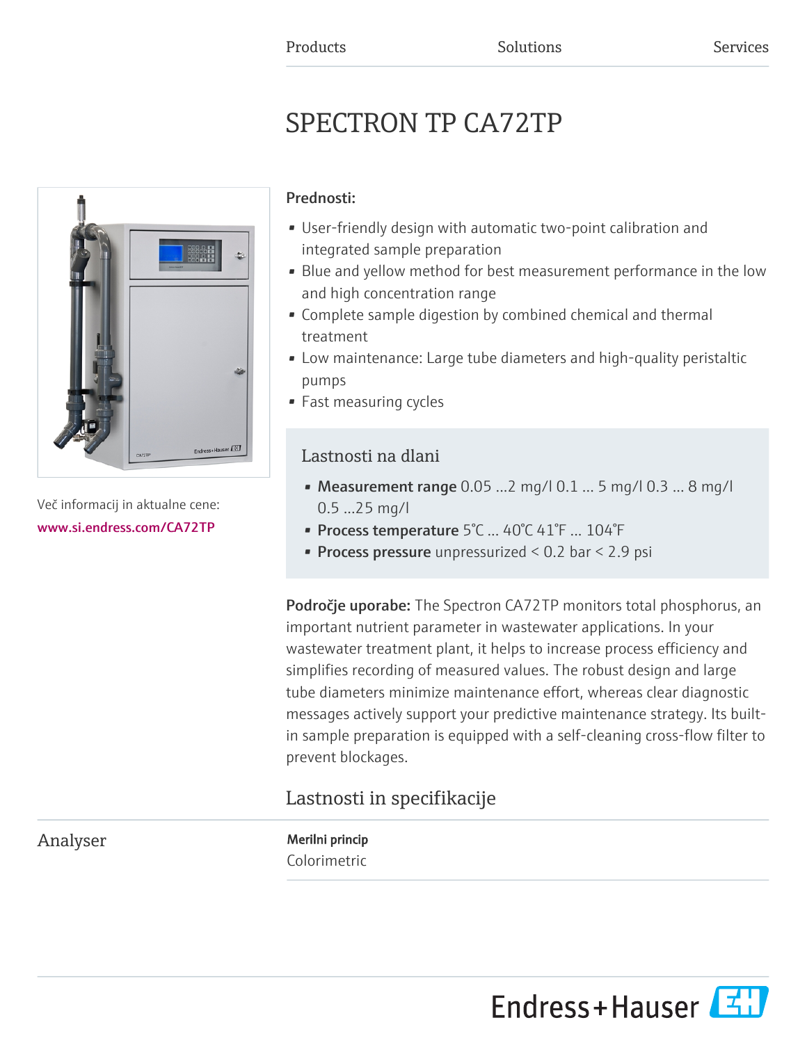Products Solutions Services

# SPECTRON TP CA72TP

Več informacij in aktualne cene:
www.si.endress.com/CA72TP

**Prednosti:**

- User-friendly design with automatic two-point calibration and integrated sample preparation
- Blue and yellow method for best measurement performance in the low and high concentration range
- Complete sample digestion by combined chemical and thermal treatment
- Low maintenance: Large tube diameters and high-quality peristaltic pumps
- Fast measuring cycles

## Lastnosti na dlani

- **Measurement range** 0.05 ...2 mg/l 0.1 ... 5 mg/l 0.3 ... 8 mg/l 0.5 ...25 mg/l
- **Process temperature** 5°C ... 40°C 41°F ... 104°F
- **Process pressure** unpressurized < 0.2 bar < 2.9 psi

**Področje uporabe:** The Spectron CA72TP monitors total phosphorus, an important nutrient parameter in wastewater applications. In your wastewater treatment plant, it helps to increase process efficiency and simplifies recording of measured values. The robust design and large tube diameters minimize maintenance effort, whereas clear diagnostic messages actively support your predictive maintenance strategy. Its built-in sample preparation is equipped with a self-cleaning cross-flow filter to prevent blockages.

## Lastnosti in specifikacije

### Analyser

**Merilni princip**
Colorimetric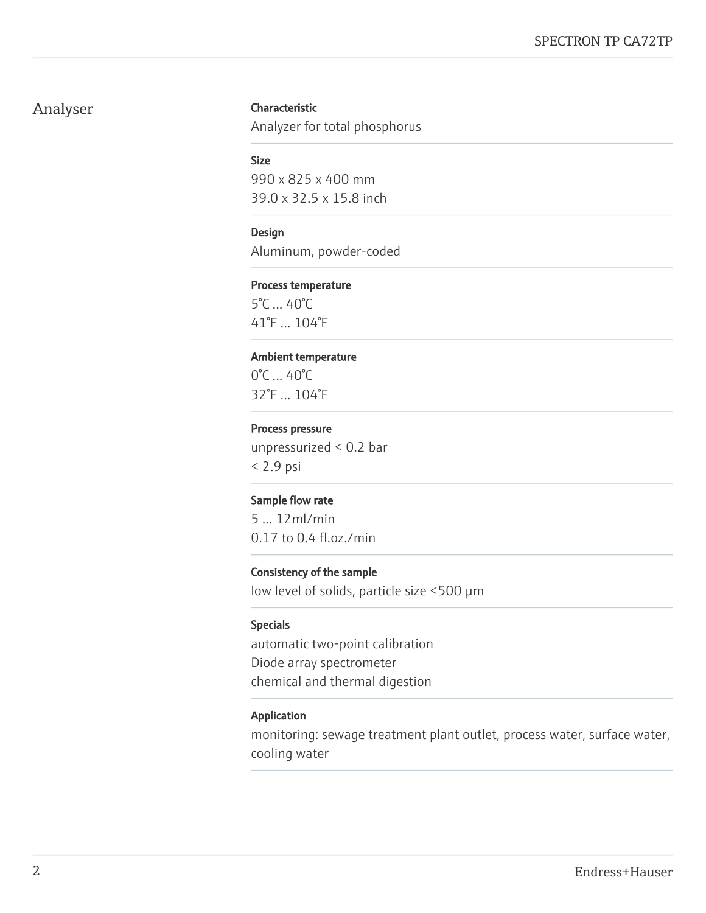## Analyser

**Characteristic**
Analyzer for total phosphorus

**Size**
990 x 825 x 400 mm
39.0 x 32.5 x 15.8 inch

**Design**
Aluminum, powder-coded

**Process temperature**
5°C ... 40°C
41°F ... 104°F

**Ambient temperature**
0°C ... 40°C
32°F ... 104°F

**Process pressure**
unpressurized < 0.2 bar
< 2.9 psi

**Sample flow rate**
5 ... 12ml/min
0.17 to 0.4 fl.oz./min

**Consistency of the sample**
low level of solids, particle size <500 µm

**Specials**
automatic two-point calibration
Diode array spectrometer
chemical and thermal digestion

**Application**
monitoring: sewage treatment plant outlet, process water, surface water, cooling water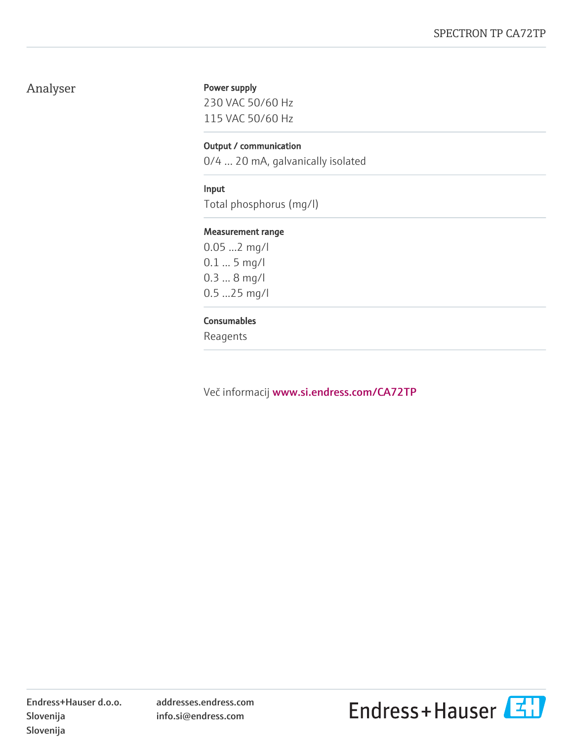## Analyser

**Power supply**

230 VAC 50/60 Hz
115 VAC 50/60 Hz

**Output / communication**

0/4 ... 20 mA, galvanically isolated

**Input**

Total phosphorus (mg/l)

**Measurement range**

0.05 ...2 mg/l
0.1 ... 5 mg/l
0.3 ... 8 mg/l
0.5 ...25 mg/l

**Consumables**

Reagents

Več informacij **www.si.endress.com/CA72TP**

Endress+Hauser d.o.o.
Slovenija
Slovenija

addresses.endress.com
info.si@endress.com